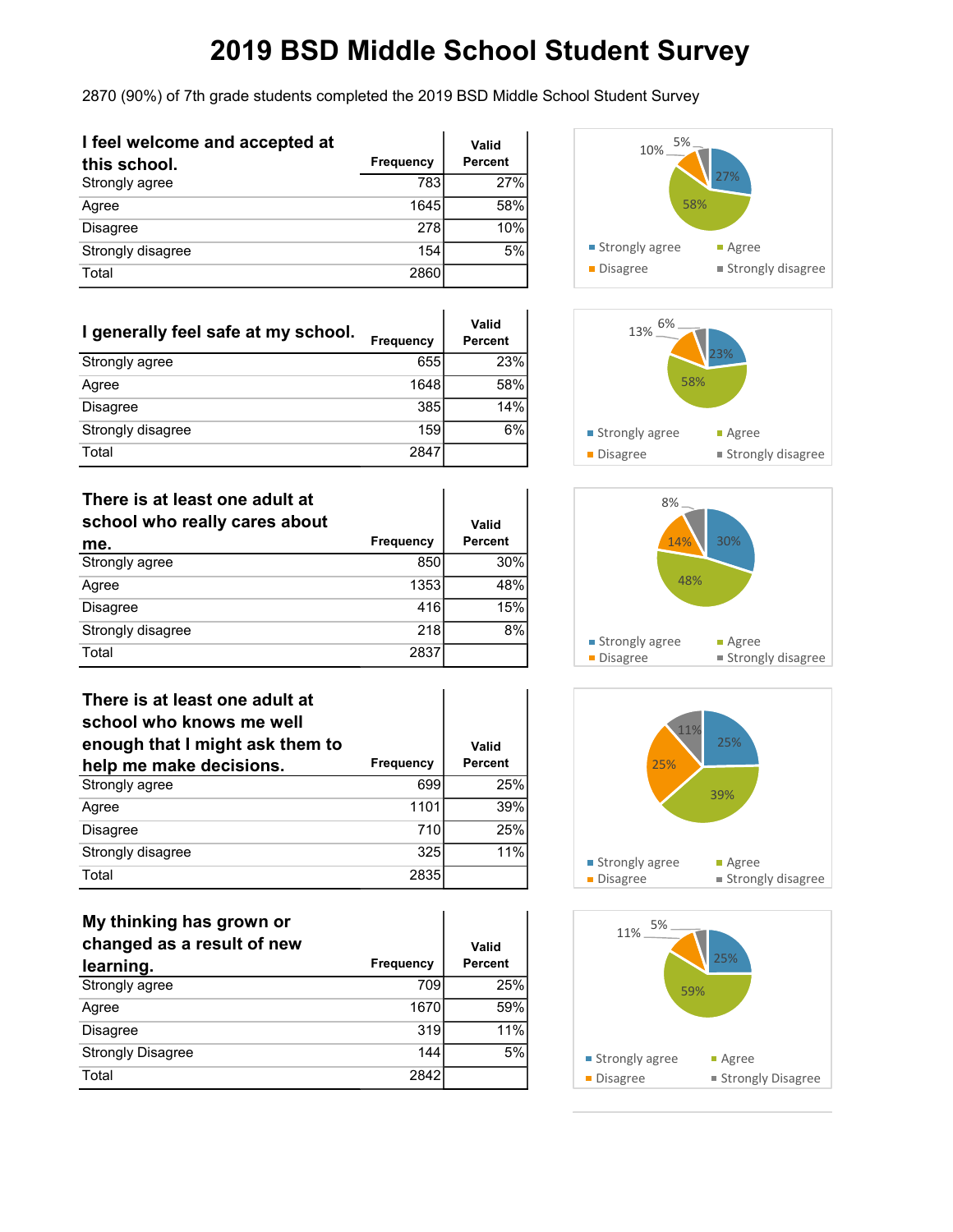# 2019 BSD Middle School Student Survey

2870 (90%) of 7th grade students completed the 2019 BSD Middle School Student Survey

| I feel welcome and accepted at this school. | Frequency | Valid Percent |
|---|---|---|
| Strongly agree | 783 | 27% |
| Agree | 1645 | 58% |
| Disagree | 278 | 10% |
| Strongly disagree | 154 | 5% |
| Total | 2860 | |

| I generally feel safe at my school. | Frequency | Valid Percent |
|---|---|---|
| Strongly agree | 655 | 23% |
| Agree | 1648 | 58% |
| Disagree | 385 | 14% |
| Strongly disagree | 159 | 6% |
| Total | 2847 | |

| There is at least one adult at school who really cares about me. | Frequency | Valid Percent |
|---|---|---|
| Strongly agree | 850 | 30% |
| Agree | 1353 | 48% |
| Disagree | 416 | 15% |
| Strongly disagree | 218 | 8% |
| Total | 2837 | |

| There is at least one adult at school who knows me well enough that I might ask them to help me make decisions. | Frequency | Valid Percent |
|---|---|---|
| Strongly agree | 699 | 25% |
| Agree | 1101 | 39% |
| Disagree | 710 | 25% |
| Strongly disagree | 325 | 11% |
| Total | 2835 | |

| My thinking has grown or changed as a result of new learning. | Frequency | Valid Percent |
|---|---|---|
| Strongly agree | 709 | 25% |
| Agree | 1670 | 59% |
| Disagree | 319 | 11% |
| Strongly Disagree | 144 | 5% |
| Total | 2842 | |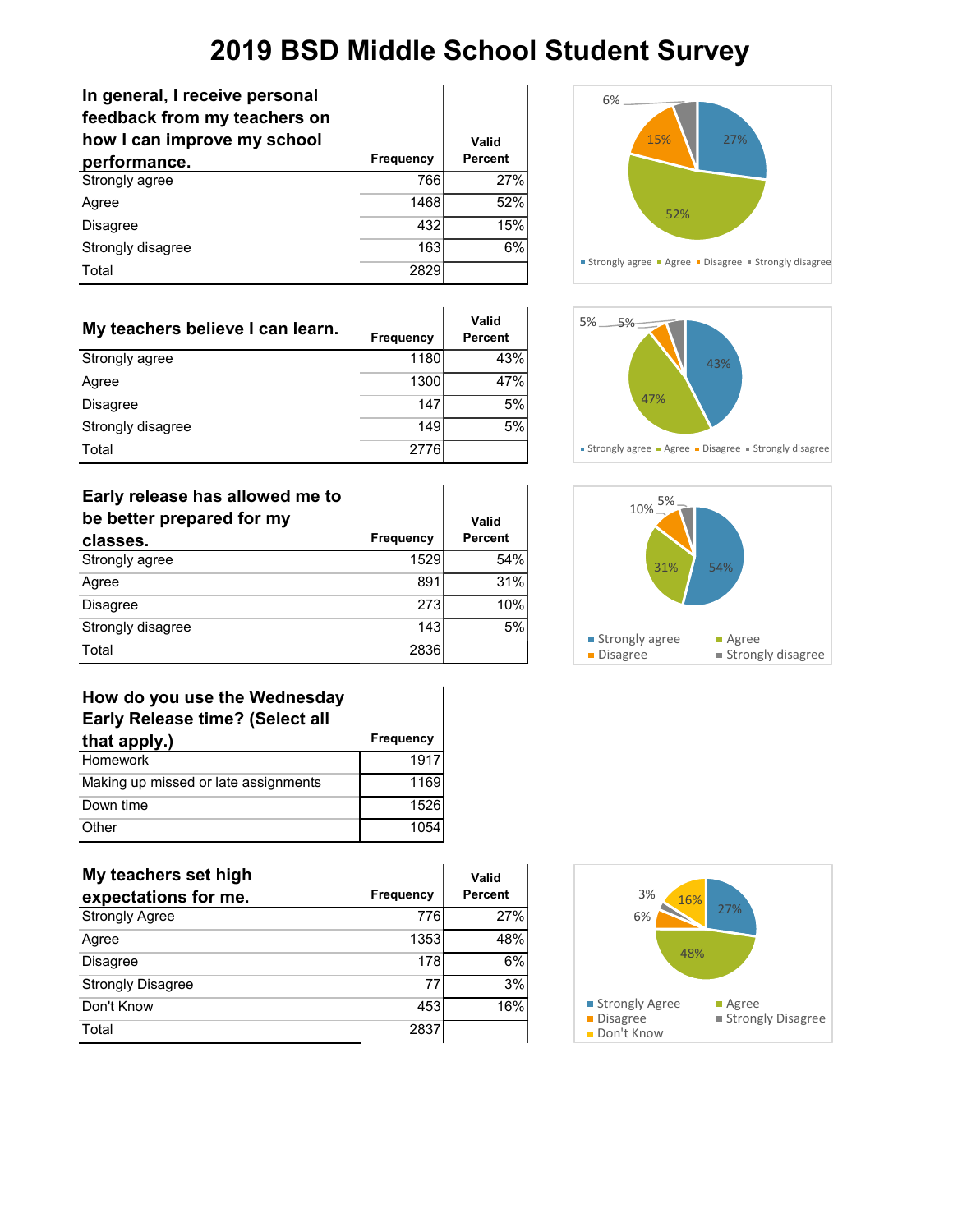# 2019 BSD Middle School Student Survey

| In general, I receive personal feedback from my teachers on how I can improve my school performance. | Frequency | Valid Percent |
|---|---|---|
| Strongly agree | 766 | 27% |
| Agree | 1468 | 52% |
| Disagree | 432 | 15% |
| Strongly disagree | 163 | 6% |
| Total | 2829 | |

| My teachers believe I can learn. | Frequency | Valid Percent |
|---|---|---|
| Strongly agree | 1180 | 43% |
| Agree | 1300 | 47% |
| Disagree | 147 | 5% |
| Strongly disagree | 149 | 5% |
| Total | 2776 | |

| Early release has allowed me to be better prepared for my classes. | Frequency | Valid Percent |
|---|---|---|
| Strongly agree | 1529 | 54% |
| Agree | 891 | 31% |
| Disagree | 273 | 10% |
| Strongly disagree | 143 | 5% |
| Total | 2836 | |

| How do you use the Wednesday Early Release time? (Select all that apply.) | Frequency |
|---|---|
| Homework | 1917 |
| Making up missed or late assignments | 1169 |
| Down time | 1526 |
| Other | 1054 |

| My teachers set high expectations for me. | Frequency | Valid Percent |
|---|---|---|
| Strongly Agree | 776 | 27% |
| Agree | 1353 | 48% |
| Disagree | 178 | 6% |
| Strongly Disagree | 77 | 3% |
| Don't Know | 453 | 16% |
| Total | 2837 | |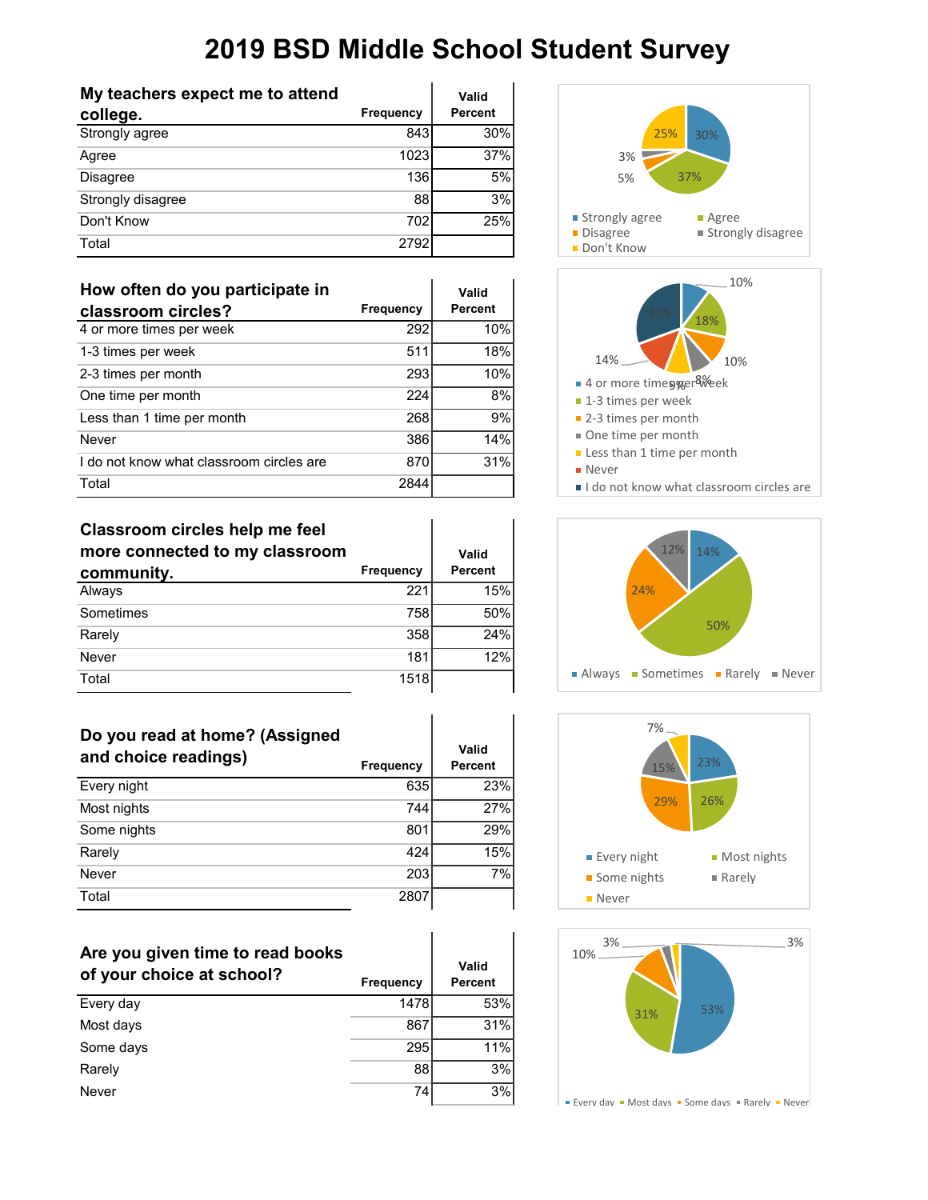# 2019 BSD Middle School Student Survey

| My teachers expect me to attend college. | Frequency | Valid Percent |
|---|---|---|
| Strongly agree | 843 | 30% |
| Agree | 1023 | 37% |
| Disagree | 136 | 5% |
| Strongly disagree | 88 | 3% |
| Don't Know | 702 | 25% |
| Total | 2792 | |

| How often do you participate in classroom circles? | Frequency | Valid Percent |
|---|---|---|
| 4 or more times per week | 292 | 10% |
| 1-3 times per week | 511 | 18% |
| 2-3 times per month | 293 | 10% |
| One time per month | 224 | 8% |
| Less than 1 time per month | 268 | 9% |
| Never | 386 | 14% |
| I do not know what classroom circles are | 870 | 31% |
| Total | 2844 | |

| Classroom circles help me feel more connected to my classroom community. | Frequency | Valid Percent |
|---|---|---|
| Always | 221 | 15% |
| Sometimes | 758 | 50% |
| Rarely | 358 | 24% |
| Never | 181 | 12% |
| Total | 1518 | |

| Do you read at home? (Assigned and choice readings) | Frequency | Valid Percent |
|---|---|---|
| Every night | 635 | 23% |
| Most nights | 744 | 27% |
| Some nights | 801 | 29% |
| Rarely | 424 | 15% |
| Never | 203 | 7% |
| Total | 2807 | |

| Are you given time to read books of your choice at school? | Frequency | Valid Percent |
|---|---|---|
| Every day | 1478 | 53% |
| Most days | 867 | 31% |
| Some days | 295 | 11% |
| Rarely | 88 | 3% |
| Never | 74 | 3% |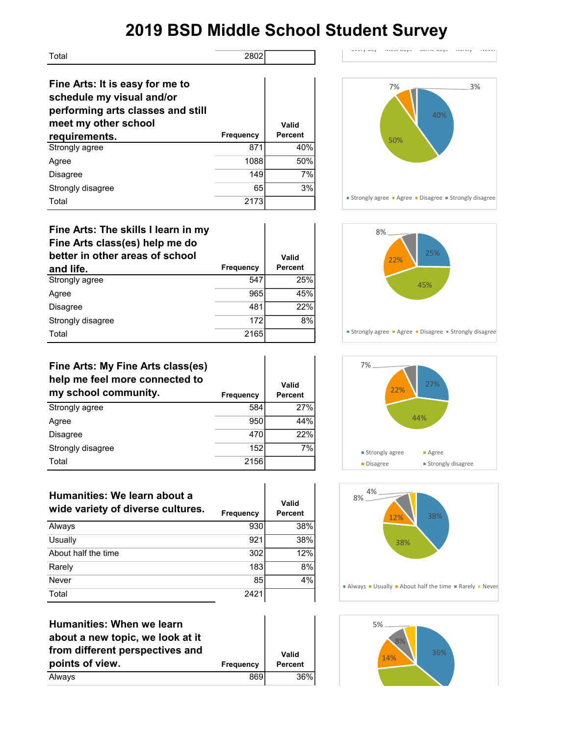# 2019 BSD Middle School Student Survey

| | Frequency | Valid Percent |
|---|---|---|
| Total | 2802 | |

| Fine Arts: It is easy for me to schedule my visual and/or performing arts classes and still meet my other school requirements. | Frequency | Valid Percent |
|---|---|---|
| Strongly agree | 871 | 40% |
| Agree | 1088 | 50% |
| Disagree | 149 | 7% |
| Strongly disagree | 65 | 3% |
| Total | 2173 | |

| Fine Arts: The skills I learn in my Fine Arts class(es) help me do better in other areas of school and life. | Frequency | Valid Percent |
|---|---|---|
| Strongly agree | 547 | 25% |
| Agree | 965 | 45% |
| Disagree | 481 | 22% |
| Strongly disagree | 172 | 8% |
| Total | 2165 | |

| Fine Arts: My Fine Arts class(es) help me feel more connected to my school community. | Frequency | Valid Percent |
|---|---|---|
| Strongly agree | 584 | 27% |
| Agree | 950 | 44% |
| Disagree | 470 | 22% |
| Strongly disagree | 152 | 7% |
| Total | 2156 | |

| Humanities: We learn about a wide variety of diverse cultures. | Frequency | Valid Percent |
|---|---|---|
| Always | 930 | 38% |
| Usually | 921 | 38% |
| About half the time | 302 | 12% |
| Rarely | 183 | 8% |
| Never | 85 | 4% |
| Total | 2421 | |

| Humanities: When we learn about a new topic, we look at it from different perspectives and points of view. | Frequency | Valid Percent |
|---|---|---|
| Always | 869 | 36% |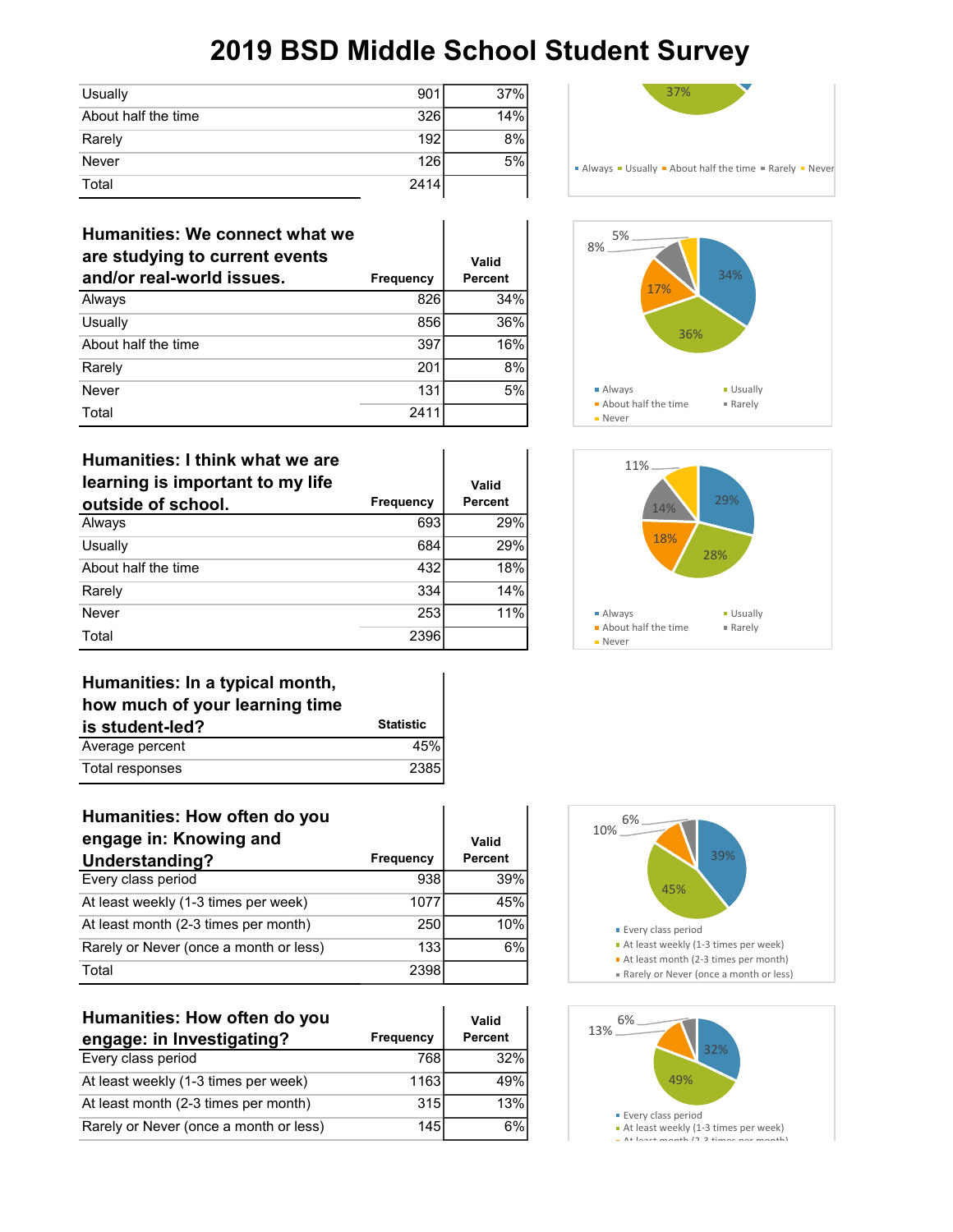# 2019 BSD Middle School Student Survey

| | | |
|---|---|---|
| Usually | 901 | 37% |
| About half the time | 326 | 14% |
| Rarely | 192 | 8% |
| Never | 126 | 5% |
| Total | 2414 | |

| Humanities: We connect what we are studying to current events and/or real-world issues. | Frequency | Valid Percent |
|---|---|---|
| Always | 826 | 34% |
| Usually | 856 | 36% |
| About half the time | 397 | 16% |
| Rarely | 201 | 8% |
| Never | 131 | 5% |
| Total | 2411 | |

| Humanities: I think what we are learning is important to my life outside of school. | Frequency | Valid Percent |
|---|---|---|
| Always | 693 | 29% |
| Usually | 684 | 29% |
| About half the time | 432 | 18% |
| Rarely | 334 | 14% |
| Never | 253 | 11% |
| Total | 2396 | |

| Humanities: In a typical month, how much of your learning time is student-led? | Statistic |
|---|---|
| Average percent | 45% |
| Total responses | 2385 |

| Humanities: How often do you engage in: Knowing and Understanding? | Frequency | Valid Percent |
|---|---|---|
| Every class period | 938 | 39% |
| At least weekly (1-3 times per week) | 1077 | 45% |
| At least month (2-3 times per month) | 250 | 10% |
| Rarely or Never (once a month or less) | 133 | 6% |
| Total | 2398 | |

| Humanities: How often do you engage: in Investigating? | Frequency | Valid Percent |
|---|---|---|
| Every class period | 768 | 32% |
| At least weekly (1-3 times per week) | 1163 | 49% |
| At least month (2-3 times per month) | 315 | 13% |
| Rarely or Never (once a month or less) | 145 | 6% |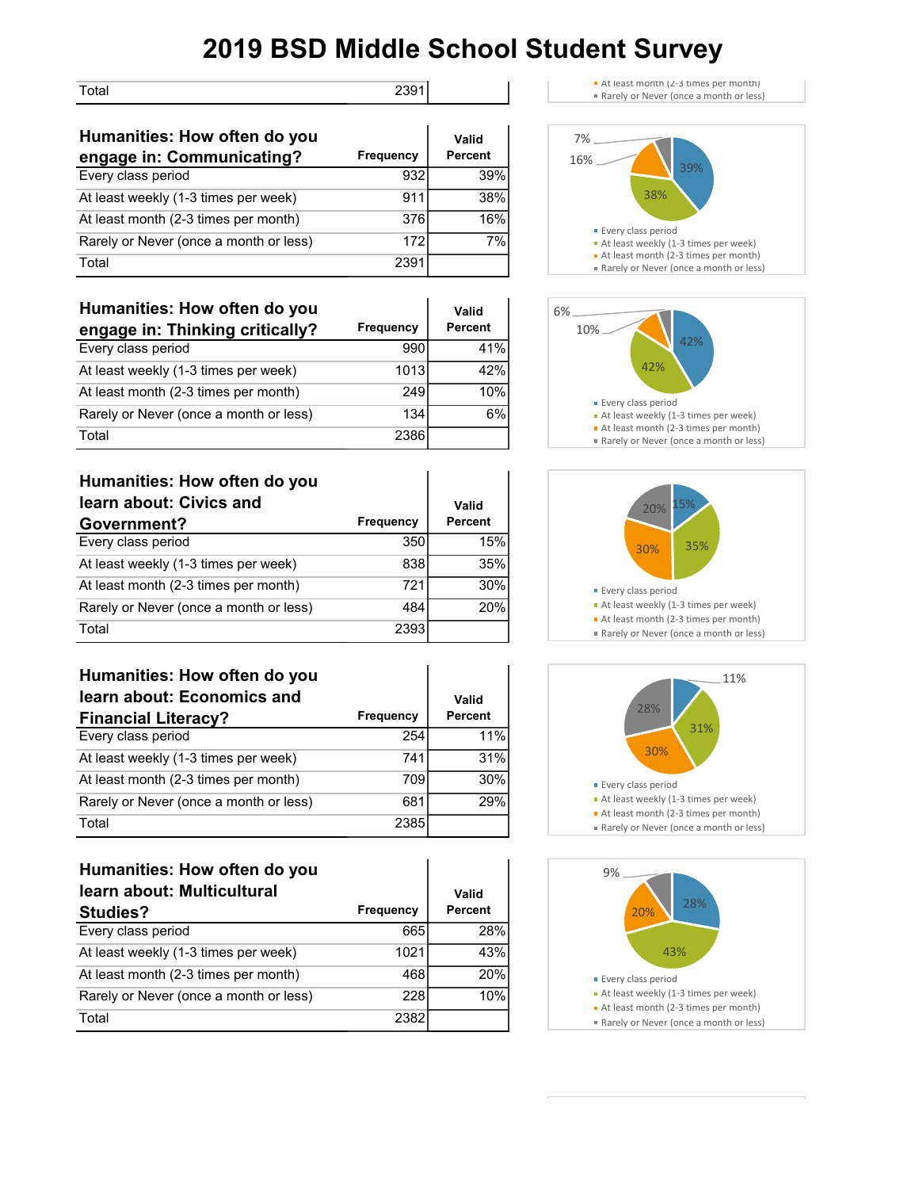# 2019 BSD Middle School Student Survey

| | | |
|---|---|---|
| Total | 2391 | |

| Humanities: How often do you engage in: Communicating? | Frequency | Valid Percent |
|---|---|---|
| Every class period | 932 | 39% |
| At least weekly (1-3 times per week) | 911 | 38% |
| At least month (2-3 times per month) | 376 | 16% |
| Rarely or Never (once a month or less) | 172 | 7% |
| Total | 2391 | |

| Humanities: How often do you engage in: Thinking critically? | Frequency | Valid Percent |
|---|---|---|
| Every class period | 990 | 41% |
| At least weekly (1-3 times per week) | 1013 | 42% |
| At least month (2-3 times per month) | 249 | 10% |
| Rarely or Never (once a month or less) | 134 | 6% |
| Total | 2386 | |

| Humanities: How often do you learn about: Civics and Government? | Frequency | Valid Percent |
|---|---|---|
| Every class period | 350 | 15% |
| At least weekly (1-3 times per week) | 838 | 35% |
| At least month (2-3 times per month) | 721 | 30% |
| Rarely or Never (once a month or less) | 484 | 20% |
| Total | 2393 | |

| Humanities: How often do you learn about: Economics and Financial Literacy? | Frequency | Valid Percent |
|---|---|---|
| Every class period | 254 | 11% |
| At least weekly (1-3 times per week) | 741 | 31% |
| At least month (2-3 times per month) | 709 | 30% |
| Rarely or Never (once a month or less) | 681 | 29% |
| Total | 2385 | |

| Humanities: How often do you learn about: Multicultural Studies? | Frequency | Valid Percent |
|---|---|---|
| Every class period | 665 | 28% |
| At least weekly (1-3 times per week) | 1021 | 43% |
| At least month (2-3 times per month) | 468 | 20% |
| Rarely or Never (once a month or less) | 228 | 10% |
| Total | 2382 | |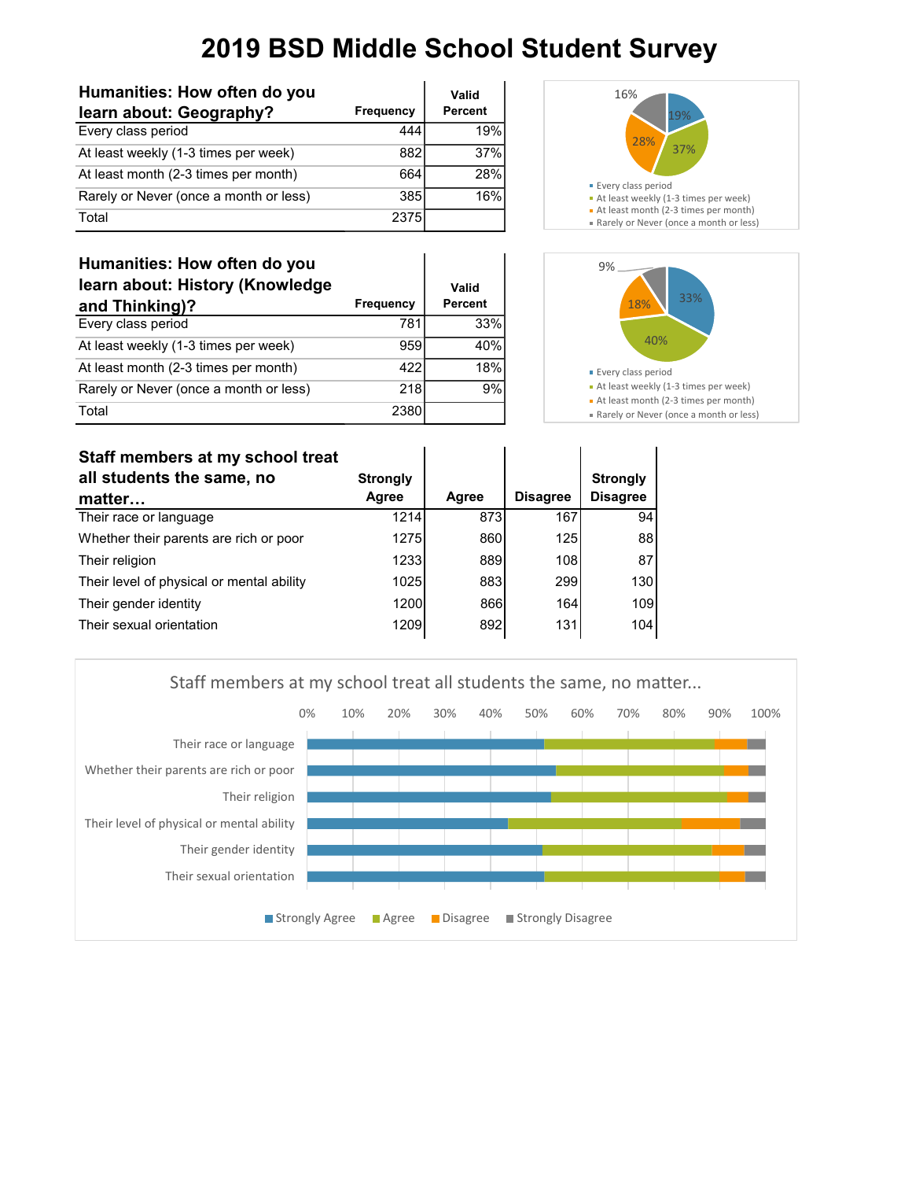# 2019 BSD Middle School Student Survey

| Humanities: How often do you learn about: Geography? | Frequency | Valid Percent |
|---|---|---|
| Every class period | 444 | 19% |
| At least weekly (1-3 times per week) | 882 | 37% |
| At least month (2-3 times per month) | 664 | 28% |
| Rarely or Never (once a month or less) | 385 | 16% |
| Total | 2375 | |

| Humanities: How often do you learn about: History (Knowledge and Thinking)? | Frequency | Valid Percent |
|---|---|---|
| Every class period | 781 | 33% |
| At least weekly (1-3 times per week) | 959 | 40% |
| At least month (2-3 times per month) | 422 | 18% |
| Rarely or Never (once a month or less) | 218 | 9% |
| Total | 2380 | |

| Staff members at my school treat all students the same, no matter… | Strongly Agree | Agree | Disagree | Strongly Disagree |
|---|---|---|---|---|
| Their race or language | 1214 | 873 | 167 | 94 |
| Whether their parents are rich or poor | 1275 | 860 | 125 | 88 |
| Their religion | 1233 | 889 | 108 | 87 |
| Their level of physical or mental ability | 1025 | 883 | 299 | 130 |
| Their gender identity | 1200 | 866 | 164 | 109 |
| Their sexual orientation | 1209 | 892 | 131 | 104 |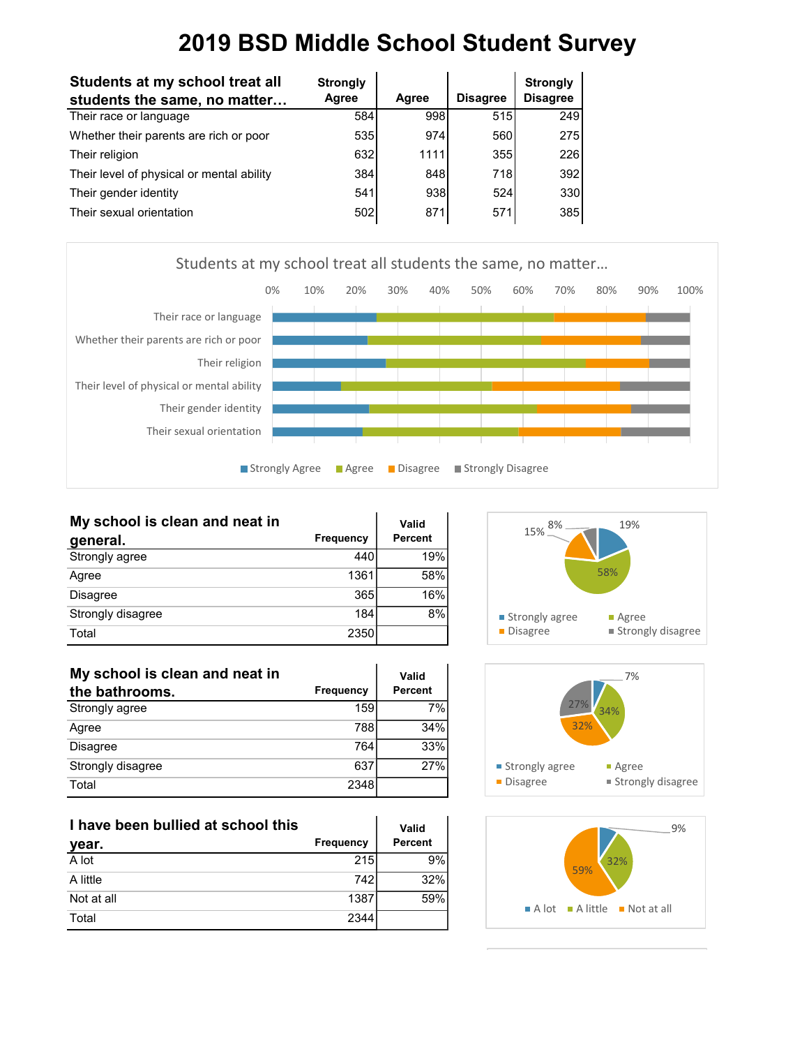# 2019 BSD Middle School Student Survey

| Students at my school treat all students the same, no matter… | Strongly Agree | Agree | Disagree | Strongly Disagree |
|---|---|---|---|---|
| Their race or language | 584 | 998 | 515 | 249 |
| Whether their parents are rich or poor | 535 | 974 | 560 | 275 |
| Their religion | 632 | 1111 | 355 | 226 |
| Their level of physical or mental ability | 384 | 848 | 718 | 392 |
| Their gender identity | 541 | 938 | 524 | 330 |
| Their sexual orientation | 502 | 871 | 571 | 385 |

| My school is clean and neat in general. | Frequency | Valid Percent |
|---|---|---|
| Strongly agree | 440 | 19% |
| Agree | 1361 | 58% |
| Disagree | 365 | 16% |
| Strongly disagree | 184 | 8% |
| Total | 2350 | |

| My school is clean and neat in the bathrooms. | Frequency | Valid Percent |
|---|---|---|
| Strongly agree | 159 | 7% |
| Agree | 788 | 34% |
| Disagree | 764 | 33% |
| Strongly disagree | 637 | 27% |
| Total | 2348 | |

| I have been bullied at school this year. | Frequency | Valid Percent |
|---|---|---|
| A lot | 215 | 9% |
| A little | 742 | 32% |
| Not at all | 1387 | 59% |
| Total | 2344 | |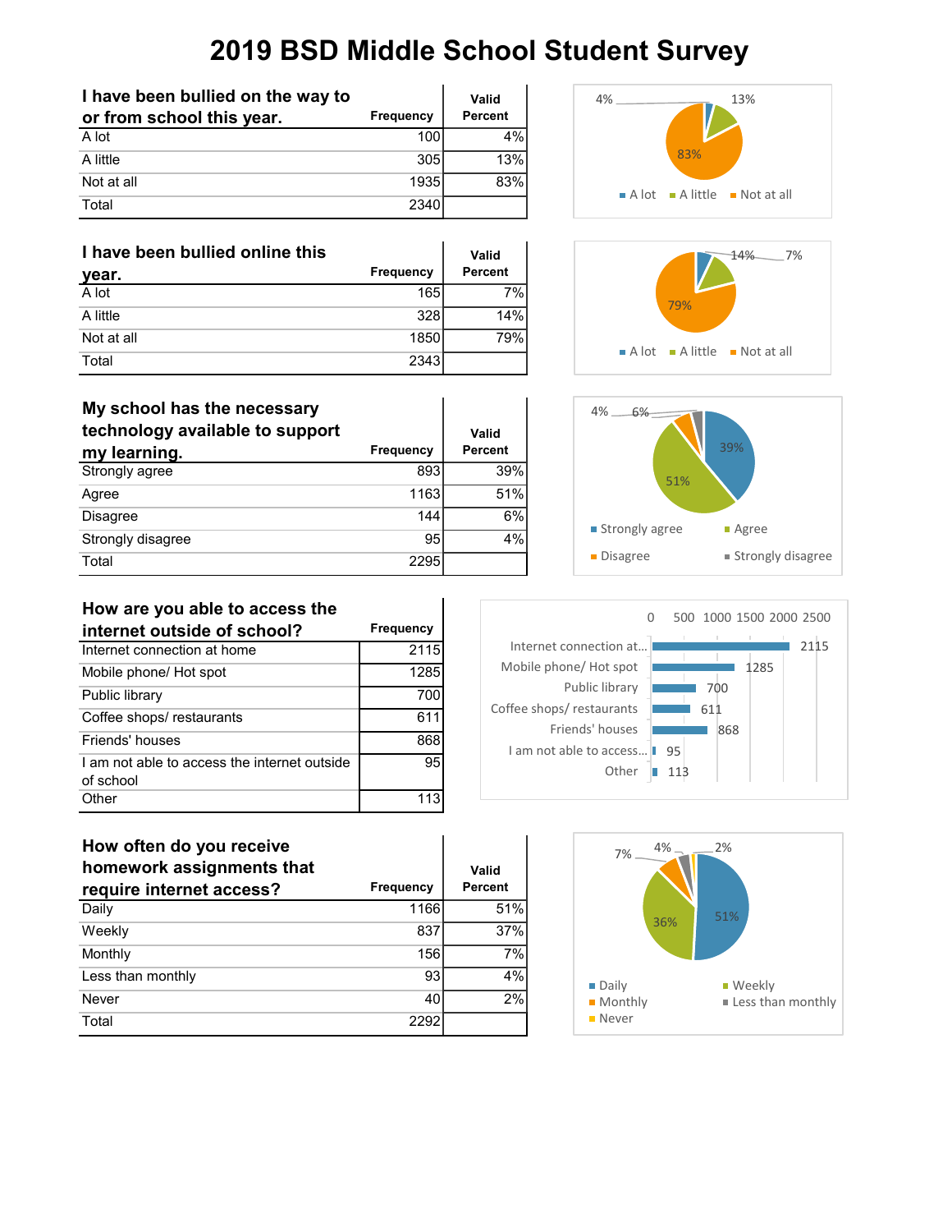# 2019 BSD Middle School Student Survey

| I have been bullied on the way to or from school this year. | Frequency | Valid Percent |
|---|---|---|
| A lot | 100 | 4% |
| A little | 305 | 13% |
| Not at all | 1935 | 83% |
| Total | 2340 | |

| I have been bullied online this year. | Frequency | Valid Percent |
|---|---|---|
| A lot | 165 | 7% |
| A little | 328 | 14% |
| Not at all | 1850 | 79% |
| Total | 2343 | |

| My school has the necessary technology available to support my learning. | Frequency | Valid Percent |
|---|---|---|
| Strongly agree | 893 | 39% |
| Agree | 1163 | 51% |
| Disagree | 144 | 6% |
| Strongly disagree | 95 | 4% |
| Total | 2295 | |

| How are you able to access the internet outside of school? | Frequency |
|---|---|
| Internet connection at home | 2115 |
| Mobile phone/ Hot spot | 1285 |
| Public library | 700 |
| Coffee shops/ restaurants | 611 |
| Friends' houses | 868 |
| I am not able to access the internet outside of school | 95 |
| Other | 113 |

| How often do you receive homework assignments that require internet access? | Frequency | Valid Percent |
|---|---|---|
| Daily | 1166 | 51% |
| Weekly | 837 | 37% |
| Monthly | 156 | 7% |
| Less than monthly | 93 | 4% |
| Never | 40 | 2% |
| Total | 2292 | |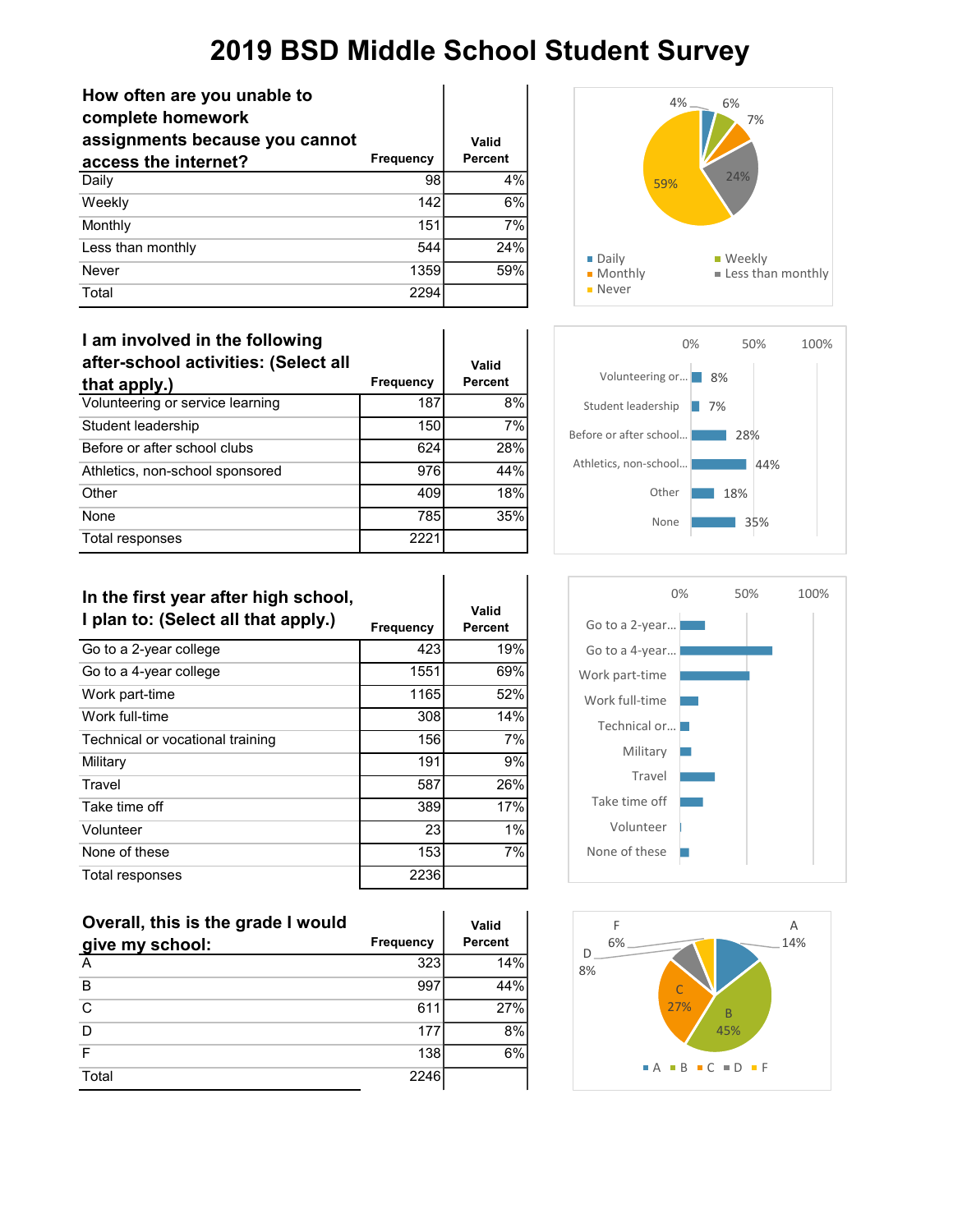# 2019 BSD Middle School Student Survey

| How often are you unable to complete homework assignments because you cannot access the internet? | Frequency | Valid Percent |
|---|---|---|
| Daily | 98 | 4% |
| Weekly | 142 | 6% |
| Monthly | 151 | 7% |
| Less than monthly | 544 | 24% |
| Never | 1359 | 59% |
| Total | 2294 | |

4%
6%
7%
24%
59%
Daily
Weekly
Monthly
Less than monthly
Never

| I am involved in the following after-school activities: (Select all that apply.) | Frequency | Valid Percent |
|---|---|---|
| Volunteering or service learning | 187 | 8% |
| Student leadership | 150 | 7% |
| Before or after school clubs | 624 | 28% |
| Athletics, non-school sponsored | 976 | 44% |
| Other | 409 | 18% |
| None | 785 | 35% |
| Total responses | 2221 | |

0%
50%
100%
Volunteering or... 8%
Student leadership 7%
Before or after school... 28%
Athletics, non-school... 44%
Other 18%
None 35%

| In the first year after high school, I plan to: (Select all that apply.) | Frequency | Valid Percent |
|---|---|---|
| Go to a 2-year college | 423 | 19% |
| Go to a 4-year college | 1551 | 69% |
| Work part-time | 1165 | 52% |
| Work full-time | 308 | 14% |
| Technical or vocational training | 156 | 7% |
| Military | 191 | 9% |
| Travel | 587 | 26% |
| Take time off | 389 | 17% |
| Volunteer | 23 | 1% |
| None of these | 153 | 7% |
| Total responses | 2236 | |

0%
50%
100%
Go to a 2-year...
Go to a 4-year...
Work part-time
Work full-time
Technical or...
Military
Travel
Take time off
Volunteer
None of these

| Overall, this is the grade I would give my school: | Frequency | Valid Percent |
|---|---|---|
| A | 323 | 14% |
| B | 997 | 44% |
| C | 611 | 27% |
| D | 177 | 8% |
| F | 138 | 6% |
| Total | 2246 | |

F
6%
A
14%
D
8%
C
27%
B
45%
A B C D F